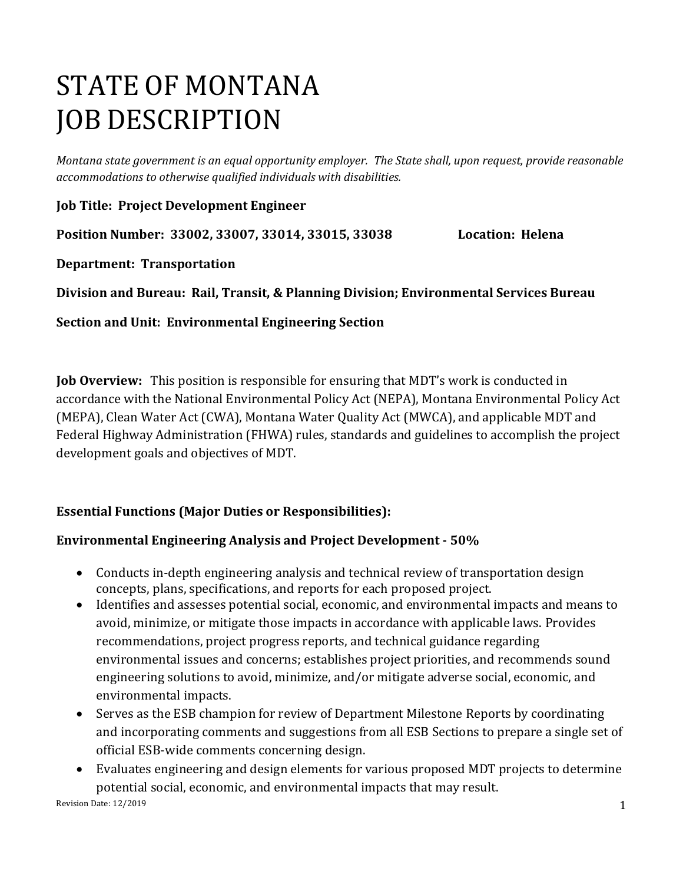# STATE OF MONTANA
# JOB DESCRIPTION

*Montana state government is an equal opportunity employer. The State shall, upon request, provide reasonable accommodations to otherwise qualified individuals with disabilities.*

**Job Title: Project Development Engineer**

**Position Number: 33002, 33007, 33014, 33015, 33038** **Location: Helena**

**Department: Transportation**

**Division and Bureau: Rail, Transit, & Planning Division; Environmental Services Bureau**

**Section and Unit: Environmental Engineering Section**

**Job Overview:** This position is responsible for ensuring that MDT's work is conducted in accordance with the National Environmental Policy Act (NEPA), Montana Environmental Policy Act (MEPA), Clean Water Act (CWA), Montana Water Quality Act (MWCA), and applicable MDT and Federal Highway Administration (FHWA) rules, standards and guidelines to accomplish the project development goals and objectives of MDT.

**Essential Functions (Major Duties or Responsibilities):**

**Environmental Engineering Analysis and Project Development - 50%**

- Conducts in-depth engineering analysis and technical review of transportation design concepts, plans, specifications, and reports for each proposed project.
- Identifies and assesses potential social, economic, and environmental impacts and means to avoid, minimize, or mitigate those impacts in accordance with applicable laws. Provides recommendations, project progress reports, and technical guidance regarding environmental issues and concerns; establishes project priorities, and recommends sound engineering solutions to avoid, minimize, and/or mitigate adverse social, economic, and environmental impacts.
- Serves as the ESB champion for review of Department Milestone Reports by coordinating and incorporating comments and suggestions from all ESB Sections to prepare a single set of official ESB-wide comments concerning design.
- Evaluates engineering and design elements for various proposed MDT projects to determine potential social, economic, and environmental impacts that may result.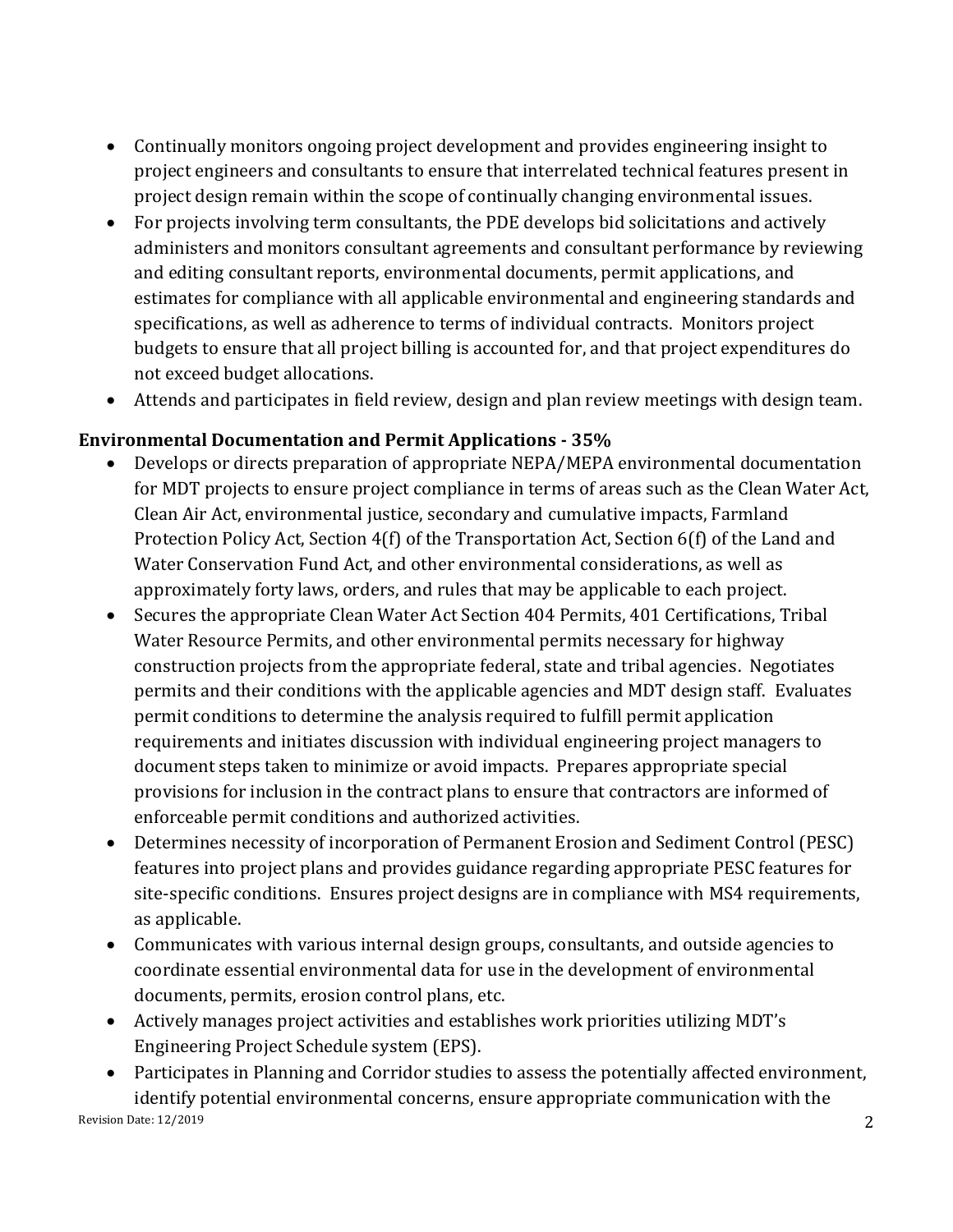- Continually monitors ongoing project development and provides engineering insight to project engineers and consultants to ensure that interrelated technical features present in project design remain within the scope of continually changing environmental issues.
- For projects involving term consultants, the PDE develops bid solicitations and actively administers and monitors consultant agreements and consultant performance by reviewing and editing consultant reports, environmental documents, permit applications, and estimates for compliance with all applicable environmental and engineering standards and specifications, as well as adherence to terms of individual contracts. Monitors project budgets to ensure that all project billing is accounted for, and that project expenditures do not exceed budget allocations.
- Attends and participates in field review, design and plan review meetings with design team.

**Environmental Documentation and Permit Applications - 35%**

- Develops or directs preparation of appropriate NEPA/MEPA environmental documentation for MDT projects to ensure project compliance in terms of areas such as the Clean Water Act, Clean Air Act, environmental justice, secondary and cumulative impacts, Farmland Protection Policy Act, Section 4(f) of the Transportation Act, Section 6(f) of the Land and Water Conservation Fund Act, and other environmental considerations, as well as approximately forty laws, orders, and rules that may be applicable to each project.
- Secures the appropriate Clean Water Act Section 404 Permits, 401 Certifications, Tribal Water Resource Permits, and other environmental permits necessary for highway construction projects from the appropriate federal, state and tribal agencies. Negotiates permits and their conditions with the applicable agencies and MDT design staff. Evaluates permit conditions to determine the analysis required to fulfill permit application requirements and initiates discussion with individual engineering project managers to document steps taken to minimize or avoid impacts. Prepares appropriate special provisions for inclusion in the contract plans to ensure that contractors are informed of enforceable permit conditions and authorized activities.
- Determines necessity of incorporation of Permanent Erosion and Sediment Control (PESC) features into project plans and provides guidance regarding appropriate PESC features for site-specific conditions. Ensures project designs are in compliance with MS4 requirements, as applicable.
- Communicates with various internal design groups, consultants, and outside agencies to coordinate essential environmental data for use in the development of environmental documents, permits, erosion control plans, etc.
- Actively manages project activities and establishes work priorities utilizing MDT's Engineering Project Schedule system (EPS).
- Participates in Planning and Corridor studies to assess the potentially affected environment, identify potential environmental concerns, ensure appropriate communication with the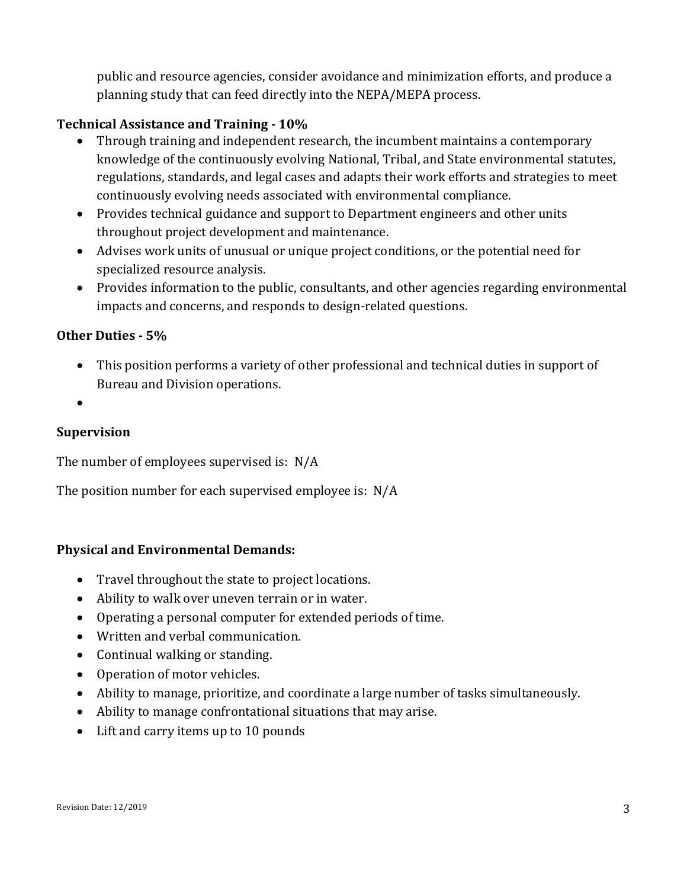public and resource agencies, consider avoidance and minimization efforts, and produce a planning study that can feed directly into the NEPA/MEPA process.

**Technical Assistance and Training - 10%**

- Through training and independent research, the incumbent maintains a contemporary knowledge of the continuously evolving National, Tribal, and State environmental statutes, regulations, standards, and legal cases and adapts their work efforts and strategies to meet continuously evolving needs associated with environmental compliance.
- Provides technical guidance and support to Department engineers and other units throughout project development and maintenance.
- Advises work units of unusual or unique project conditions, or the potential need for specialized resource analysis.
- Provides information to the public, consultants, and other agencies regarding environmental impacts and concerns, and responds to design-related questions.

**Other Duties - 5%**

- This position performs a variety of other professional and technical duties in support of Bureau and Division operations.
-

**Supervision**

The number of employees supervised is: N/A

The position number for each supervised employee is: N/A

**Physical and Environmental Demands:**

- Travel throughout the state to project locations.
- Ability to walk over uneven terrain or in water.
- Operating a personal computer for extended periods of time.
- Written and verbal communication.
- Continual walking or standing.
- Operation of motor vehicles.
- Ability to manage, prioritize, and coordinate a large number of tasks simultaneously.
- Ability to manage confrontational situations that may arise.
- Lift and carry items up to 10 pounds

Revision Date: 12/2019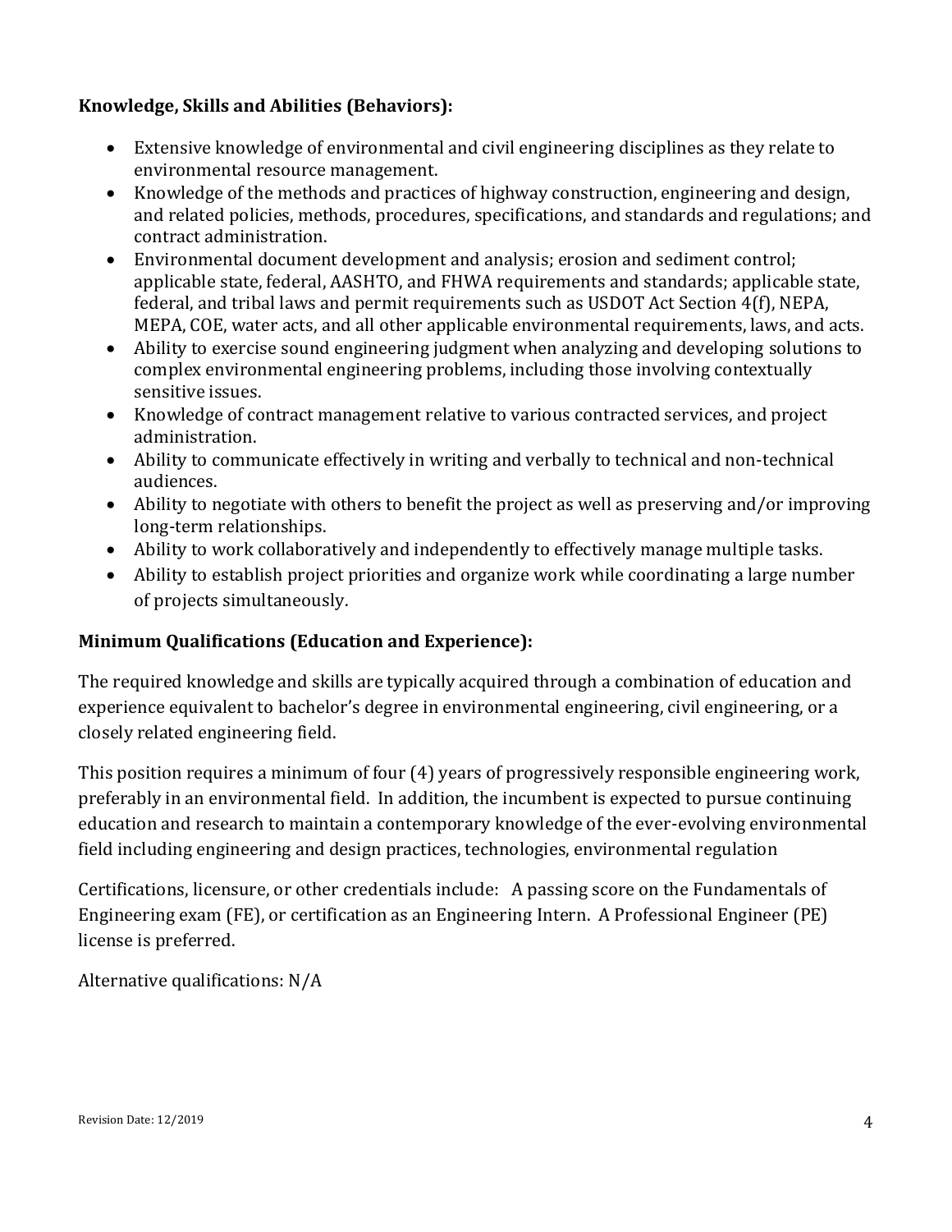**Knowledge, Skills and Abilities (Behaviors):**

- Extensive knowledge of environmental and civil engineering disciplines as they relate to environmental resource management.
- Knowledge of the methods and practices of highway construction, engineering and design, and related policies, methods, procedures, specifications, and standards and regulations; and contract administration.
- Environmental document development and analysis; erosion and sediment control; applicable state, federal, AASHTO, and FHWA requirements and standards; applicable state, federal, and tribal laws and permit requirements such as USDOT Act Section 4(f), NEPA, MEPA, COE, water acts, and all other applicable environmental requirements, laws, and acts.
- Ability to exercise sound engineering judgment when analyzing and developing solutions to complex environmental engineering problems, including those involving contextually sensitive issues.
- Knowledge of contract management relative to various contracted services, and project administration.
- Ability to communicate effectively in writing and verbally to technical and non-technical audiences.
- Ability to negotiate with others to benefit the project as well as preserving and/or improving long-term relationships.
- Ability to work collaboratively and independently to effectively manage multiple tasks.
- Ability to establish project priorities and organize work while coordinating a large number of projects simultaneously.

**Minimum Qualifications (Education and Experience):**

The required knowledge and skills are typically acquired through a combination of education and experience equivalent to bachelor's degree in environmental engineering, civil engineering, or a closely related engineering field.

This position requires a minimum of four (4) years of progressively responsible engineering work, preferably in an environmental field. In addition, the incumbent is expected to pursue continuing education and research to maintain a contemporary knowledge of the ever-evolving environmental field including engineering and design practices, technologies, environmental regulation

Certifications, licensure, or other credentials include: A passing score on the Fundamentals of Engineering exam (FE), or certification as an Engineering Intern. A Professional Engineer (PE) license is preferred.

Alternative qualifications: N/A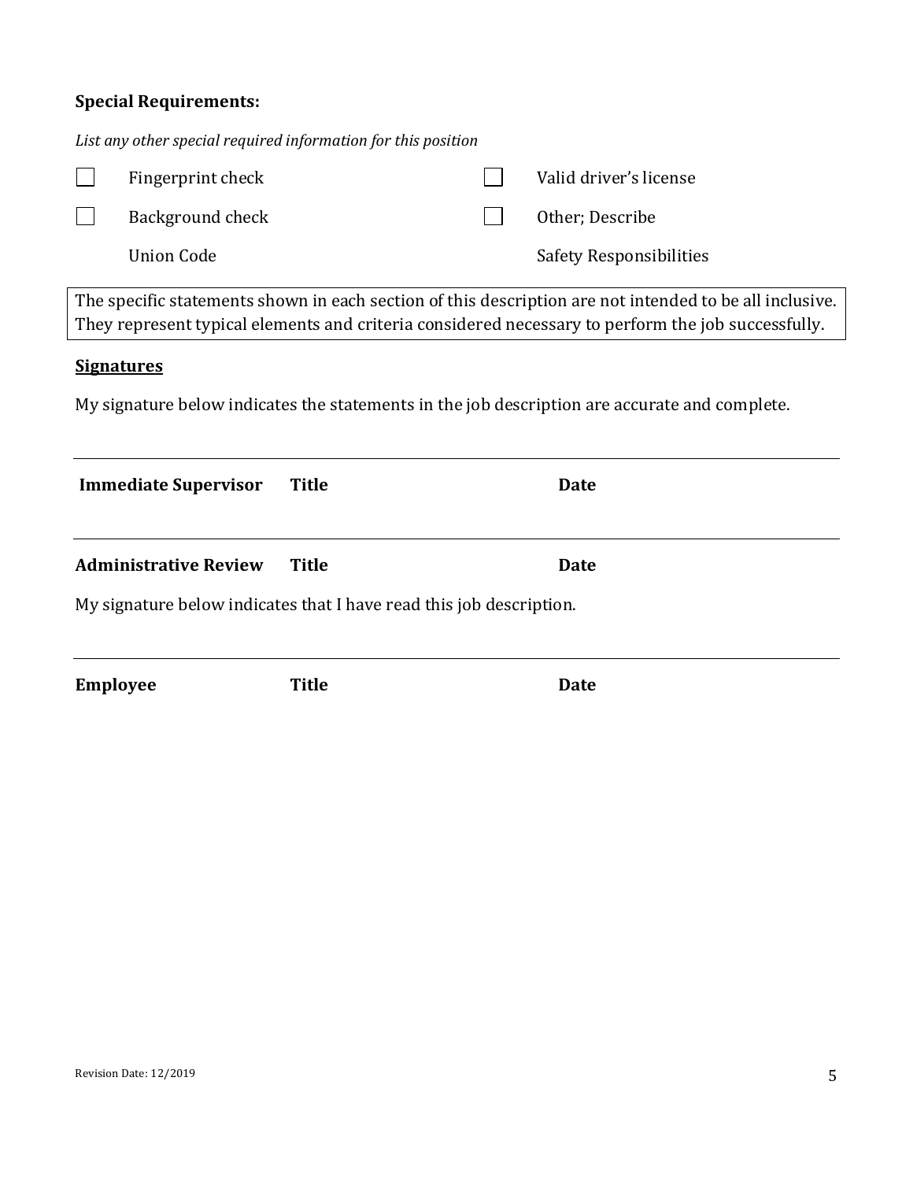**Special Requirements:**

*List any other special required information for this position*

- [ ] Fingerprint check
- [ ] Background check
- [ ] Valid driver's license
- [ ] Other; Describe

Union Code

Safety Responsibilities

The specific statements shown in each section of this description are not intended to be all inclusive. They represent typical elements and criteria considered necessary to perform the job successfully.

**<u>Signatures</u>**

My signature below indicates the statements in the job description are accurate and complete.

| **Immediate Supervisor** | **Title** | **Date** |
|---|---|---|

| **Administrative Review** | **Title** | **Date** |
|---|---|---|

My signature below indicates that I have read this job description.

| **Employee** | **Title** | **Date** |
|---|---|---|

Revision Date: 12/2019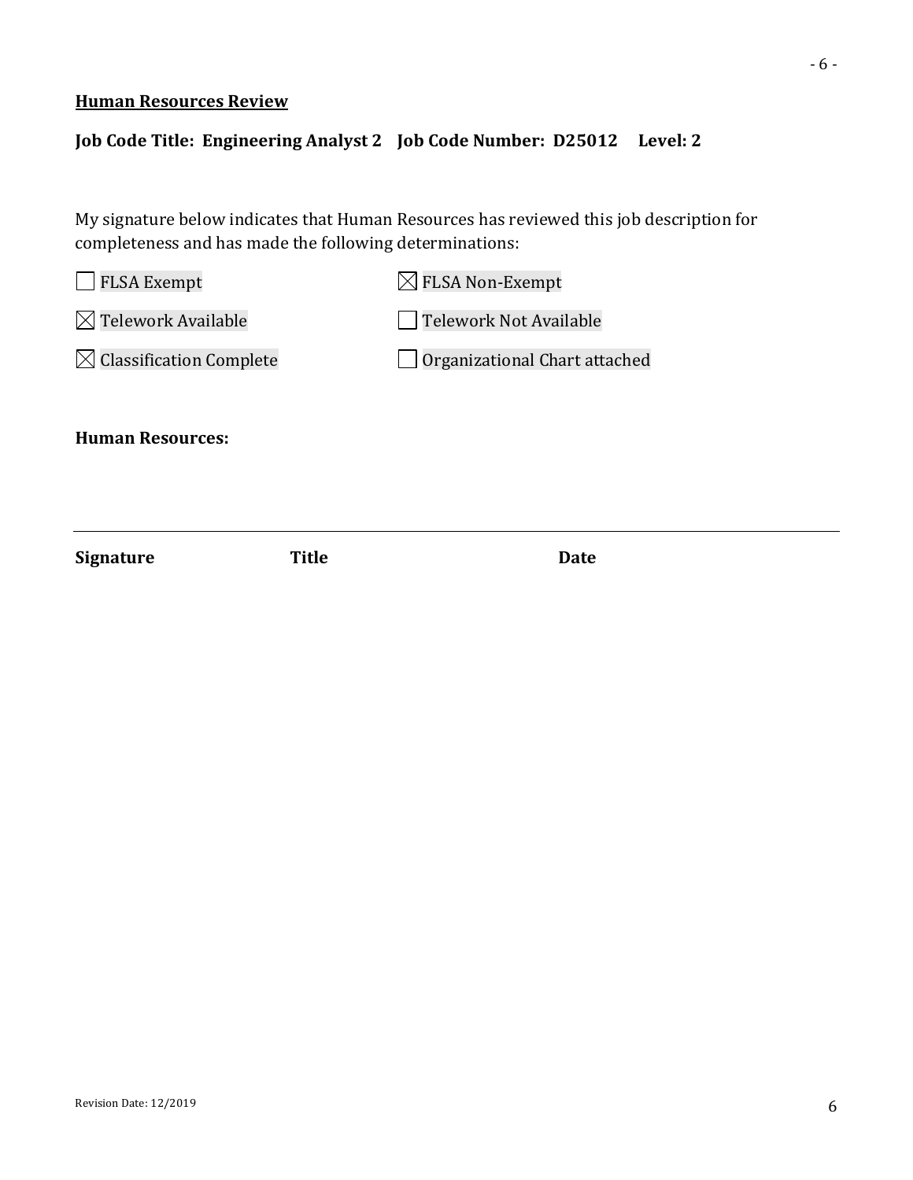**Human Resources Review**

**Job Code Title: Engineering Analyst 2 Job Code Number: D25012 Level: 2**

My signature below indicates that Human Resources has reviewed this job description for completeness and has made the following determinations:

- ☐ FLSA Exempt
- ☒ FLSA Non-Exempt
- ☒ Telework Available
- ☐ Telework Not Available
- ☒ Classification Complete
- ☐ Organizational Chart attached

**Human Resources:**

---

**Signature** **Title** **Date**

Revision Date: 12/2019